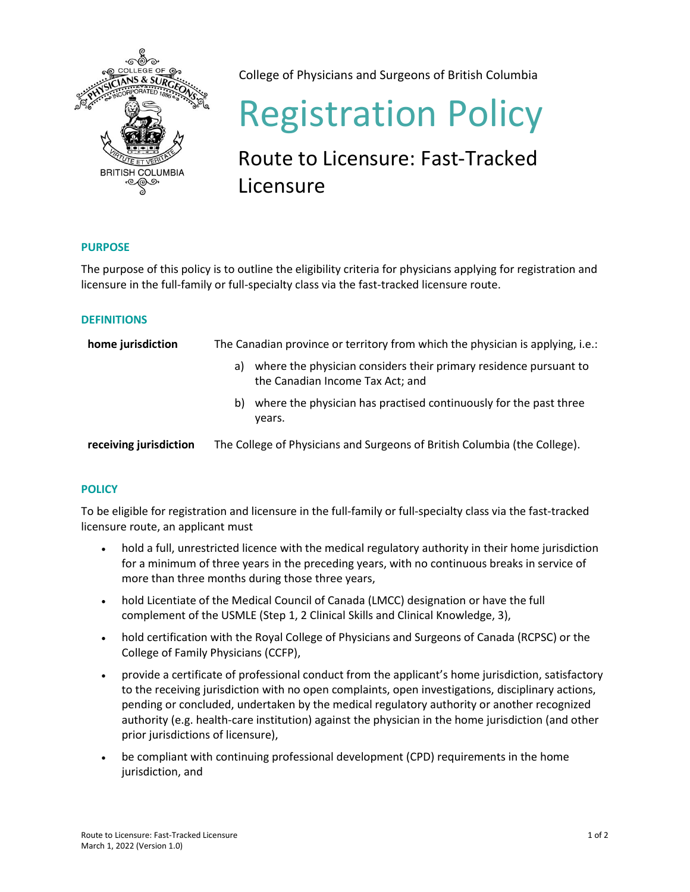College of Physicians and Surgeons of British Columbia

# Registration Policy

## Route to Licensure: Fast-Tracked Licensure

### PURPOSE

The purpose of this policy is to outline the eligibility criteria for physicians applying for registration and licensure in the full-family or full-specialty class via the fast-tracked licensure route.

### DEFINITIONS

**home jurisdiction** — The Canadian province or territory from which the physician is applying, i.e.:

a) where the physician considers their primary residence pursuant to the Canadian Income Tax Act; and

b) where the physician has practised continuously for the past three years.

**receiving jurisdiction** — The College of Physicians and Surgeons of British Columbia (the College).

### POLICY

To be eligible for registration and licensure in the full-family or full-specialty class via the fast-tracked licensure route, an applicant must

- hold a full, unrestricted licence with the medical regulatory authority in their home jurisdiction for a minimum of three years in the preceding years, with no continuous breaks in service of more than three months during those three years,
- hold Licentiate of the Medical Council of Canada (LMCC) designation or have the full complement of the USMLE (Step 1, 2 Clinical Skills and Clinical Knowledge, 3),
- hold certification with the Royal College of Physicians and Surgeons of Canada (RCPSC) or the College of Family Physicians (CCFP),
- provide a certificate of professional conduct from the applicant's home jurisdiction, satisfactory to the receiving jurisdiction with no open complaints, open investigations, disciplinary actions, pending or concluded, undertaken by the medical regulatory authority or another recognized authority (e.g. health-care institution) against the physician in the home jurisdiction (and other prior jurisdictions of licensure),
- be compliant with continuing professional development (CPD) requirements in the home jurisdiction, and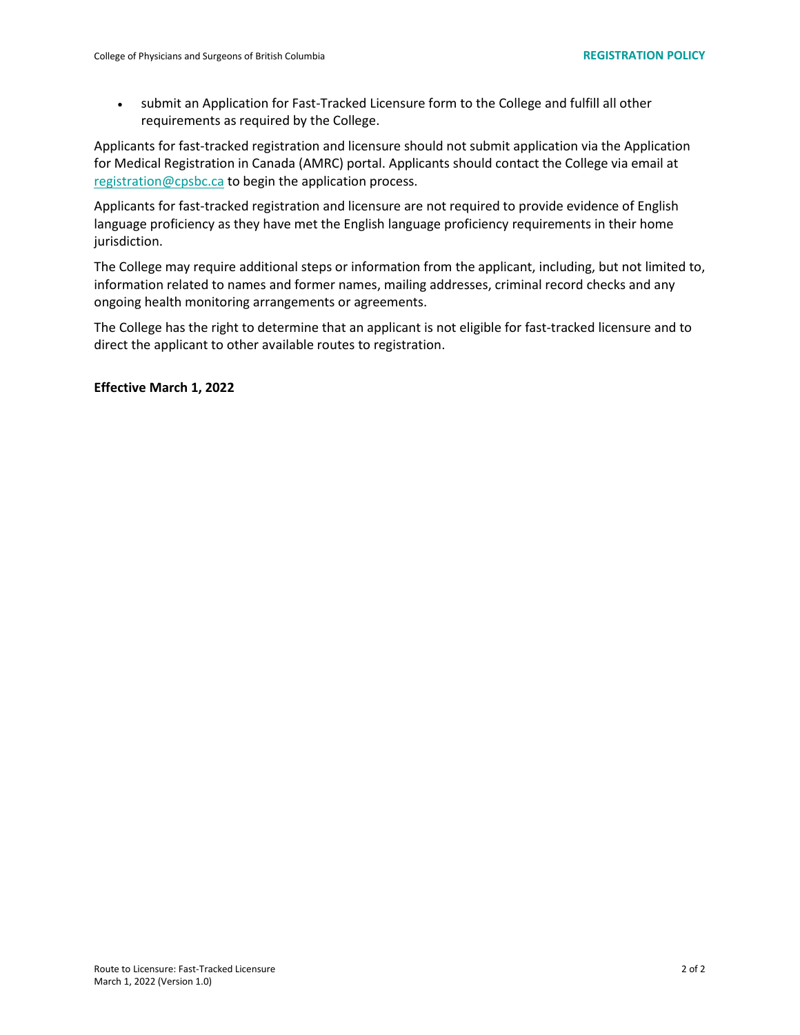- submit an Application for Fast-Tracked Licensure form to the College and fulfill all other requirements as required by the College.

Applicants for fast-tracked registration and licensure should not submit application via the Application for Medical Registration in Canada (AMRC) portal. Applicants should contact the College via email at registration@cpsbc.ca to begin the application process.

Applicants for fast-tracked registration and licensure are not required to provide evidence of English language proficiency as they have met the English language proficiency requirements in their home jurisdiction.

The College may require additional steps or information from the applicant, including, but not limited to, information related to names and former names, mailing addresses, criminal record checks and any ongoing health monitoring arrangements or agreements.

The College has the right to determine that an applicant is not eligible for fast-tracked licensure and to direct the applicant to other available routes to registration.

**Effective March 1, 2022**